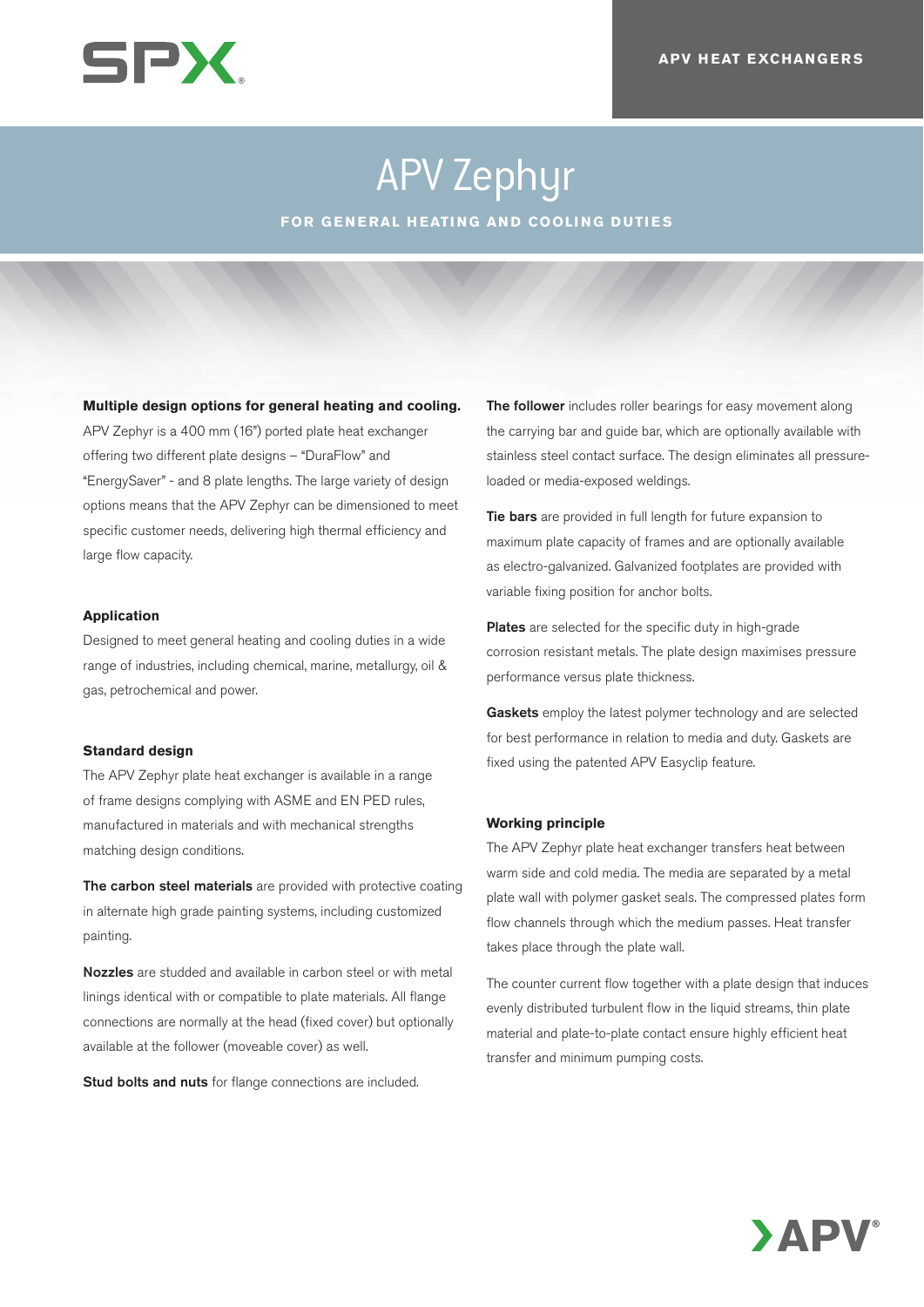APV HEAT EXCHANGERS

# APV Zephyr

**FOR GENERAL HEATING AND COOLING DUTIES**

**Multiple design options for general heating and cooling.** APV Zephyr is a 400 mm (16") ported plate heat exchanger offering two different plate designs – "DuraFlow" and "EnergySaver" - and 8 plate lengths. The large variety of design options means that the APV Zephyr can be dimensioned to meet specific customer needs, delivering high thermal efficiency and large flow capacity.

### Application

Designed to meet general heating and cooling duties in a wide range of industries, including chemical, marine, metallurgy, oil & gas, petrochemical and power.

### Standard design

The APV Zephyr plate heat exchanger is available in a range of frame designs complying with ASME and EN PED rules, manufactured in materials and with mechanical strengths matching design conditions.

**The carbon steel materials** are provided with protective coating in alternate high grade painting systems, including customized painting.

**Nozzles** are studded and available in carbon steel or with metal linings identical with or compatible to plate materials. All flange connections are normally at the head (fixed cover) but optionally available at the follower (moveable cover) as well.

**Stud bolts and nuts** for flange connections are included.

**The follower** includes roller bearings for easy movement along the carrying bar and guide bar, which are optionally available with stainless steel contact surface. The design eliminates all pressure-loaded or media-exposed weldings.

**Tie bars** are provided in full length for future expansion to maximum plate capacity of frames and are optionally available as electro-galvanized. Galvanized footplates are provided with variable fixing position for anchor bolts.

**Plates** are selected for the specific duty in high-grade corrosion resistant metals. The plate design maximises pressure performance versus plate thickness.

**Gaskets** employ the latest polymer technology and are selected for best performance in relation to media and duty. Gaskets are fixed using the patented APV Easyclip feature.

### Working principle

The APV Zephyr plate heat exchanger transfers heat between warm side and cold media. The media are separated by a metal plate wall with polymer gasket seals. The compressed plates form flow channels through which the medium passes. Heat transfer takes place through the plate wall.

The counter current flow together with a plate design that induces evenly distributed turbulent flow in the liquid streams, thin plate material and plate-to-plate contact ensure highly efficient heat transfer and minimum pumping costs.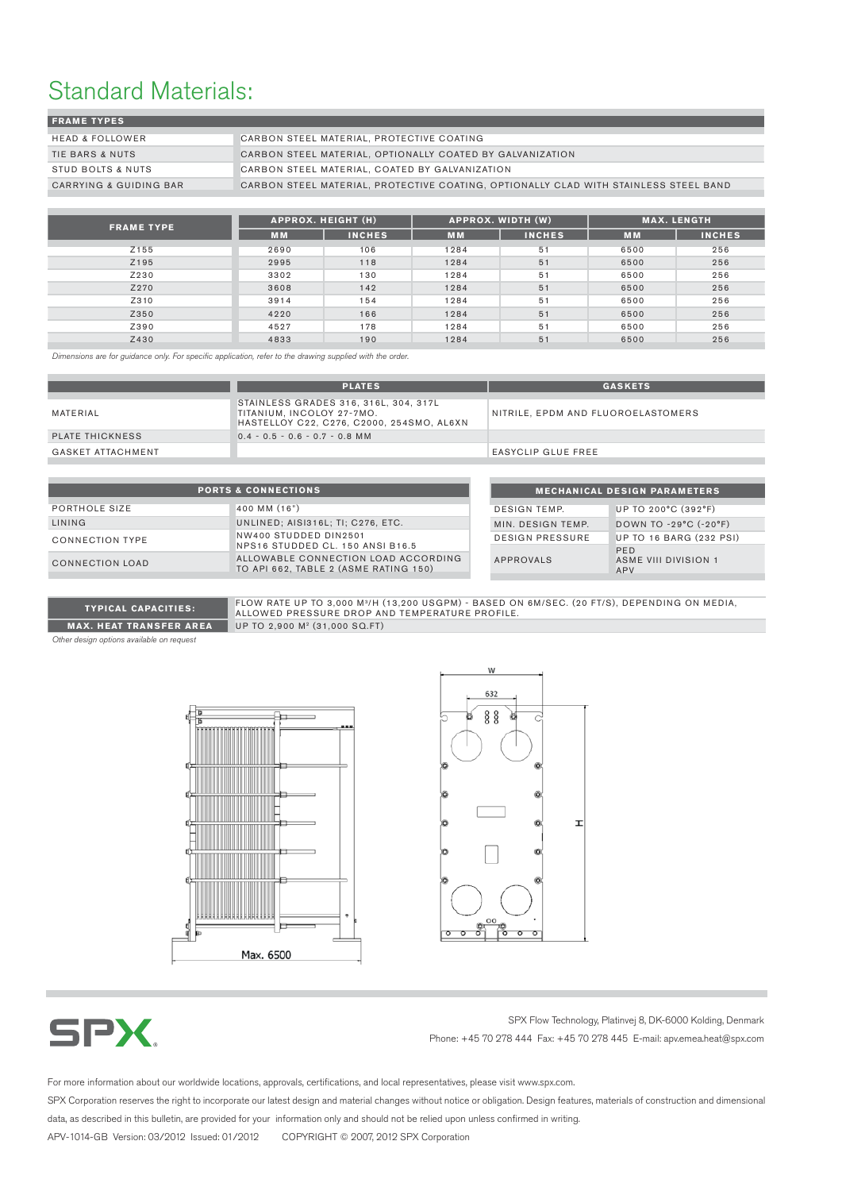# Standard Materials:

| FRAME TYPES | |
|---|---|
| HEAD & FOLLOWER | CARBON STEEL MATERIAL, PROTECTIVE COATING |
| TIE BARS & NUTS | CARBON STEEL MATERIAL, OPTIONALLY COATED BY GALVANIZATION |
| STUD BOLTS & NUTS | CARBON STEEL MATERIAL, COATED BY GALVANIZATION |
| CARRYING & GUIDING BAR | CARBON STEEL MATERIAL, PROTECTIVE COATING, OPTIONALLY CLAD WITH STAINLESS STEEL BAND |

| FRAME TYPE | APPROX. HEIGHT (H) | | APPROX. WIDTH (W) | | MAX. LENGTH | |
|---|---|---|---|---|---|---|
| | MM | INCHES | MM | INCHES | MM | INCHES |
| Z155 | 2690 | 106 | 1284 | 51 | 6500 | 256 |
| Z195 | 2995 | 118 | 1284 | 51 | 6500 | 256 |
| Z230 | 3302 | 130 | 1284 | 51 | 6500 | 256 |
| Z270 | 3608 | 142 | 1284 | 51 | 6500 | 256 |
| Z310 | 3914 | 154 | 1284 | 51 | 6500 | 256 |
| Z350 | 4220 | 166 | 1284 | 51 | 6500 | 256 |
| Z390 | 4527 | 178 | 1284 | 51 | 6500 | 256 |
| Z430 | 4833 | 190 | 1284 | 51 | 6500 | 256 |

*Dimensions are for guidance only. For specific application, refer to the drawing supplied with the order.*

| | PLATES | GASKETS |
|---|---|---|
| MATERIAL | STAINLESS GRADES 316, 316L, 304, 317L TITANIUM, INCOLOY 27-7MO. HASTELLOY C22, C276, C2000, 254SMO, AL6XN | NITRILE, EPDM AND FLUOROELASTOMERS |
| PLATE THICKNESS | 0.4 - 0.5 - 0.6 - 0.7 - 0.8 MM | |
| GASKET ATTACHMENT | | EASYCLIP GLUE FREE |

| PORTS & CONNECTIONS | |
|---|---|
| PORTHOLE SIZE | 400 MM (16") |
| LINING | UNLINED; AISI316L; TI; C276, ETC. |
| CONNECTION TYPE | NW400 STUDDED DIN2501 NPS16 STUDDED CL. 150 ANSI B16.5 |
| CONNECTION LOAD | ALLOWABLE CONNECTION LOAD ACCORDING TO API 662, TABLE 2 (ASME RATING 150) |

| MECHANICAL DESIGN PARAMETERS | |
|---|---|
| DESIGN TEMP. | UP TO 200°C (392°F) |
| MIN. DESIGN TEMP. | DOWN TO -29°C (-20°F) |
| DESIGN PRESSURE | UP TO 16 BARG (232 PSI) |
| APPROVALS | PED ASME VIII DIVISION 1 APV |

| | |
|---|---|
| TYPICAL CAPACITIES: | FLOW RATE UP TO 3,000 M³/H (13,200 USGPM) - BASED ON 6M/SEC. (20 FT/S), DEPENDING ON MEDIA, ALLOWED PRESSURE DROP AND TEMPERATURE PROFILE. |
| MAX. HEAT TRANSFER AREA | UP TO 2,900 M² (31,000 SQ.FT) |

*Other design options available on request*

Max. 6500

W

632

H

SPX

SPX Flow Technology, Platinvej 8, DK-6000 Kolding, Denmark
Phone: +45 70 278 444 Fax: +45 70 278 445 E-mail: apv.emea.heat@spx.com

For more information about our worldwide locations, approvals, certifications, and local representatives, please visit www.spx.com.

SPX Corporation reserves the right to incorporate our latest design and material changes without notice or obligation. Design features, materials of construction and dimensional data, as described in this bulletin, are provided for your information only and should not be relied upon unless confirmed in writing.

APV-1014-GB Version: 03/2012 Issued: 01/2012 COPYRIGHT © 2007, 2012 SPX Corporation